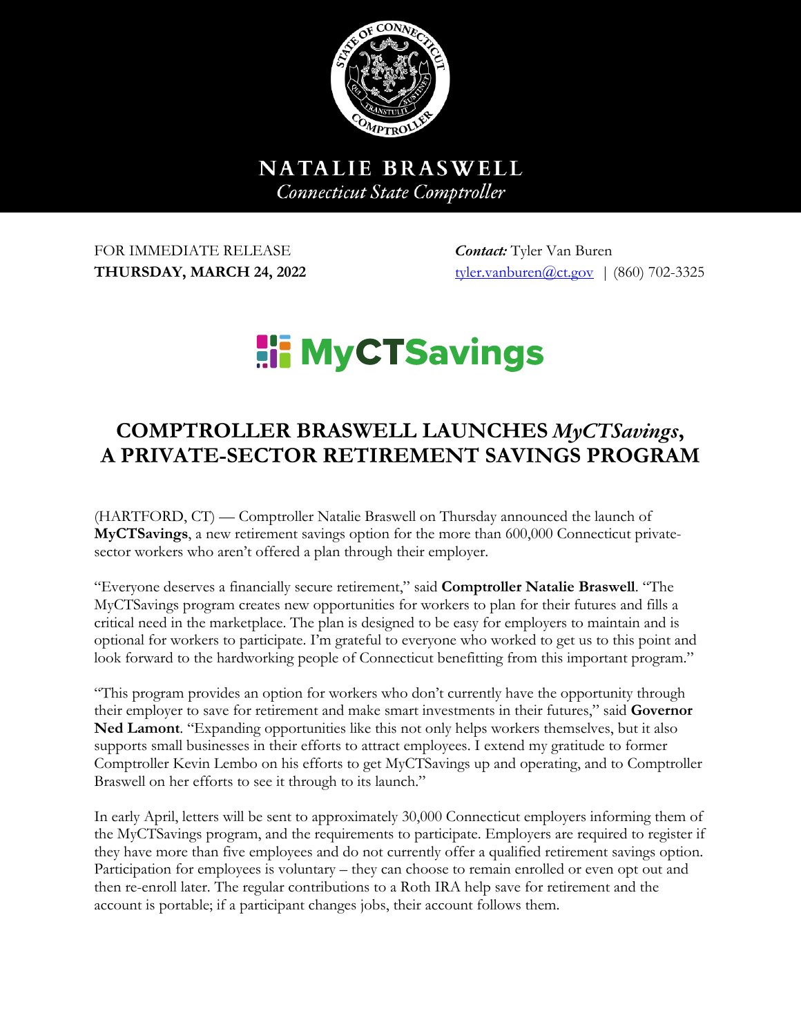**NATALIE BRASWELL**
*Connecticut State Comptroller*

FOR IMMEDIATE RELEASE
**THURSDAY, MARCH 24, 2022**

***Contact:*** Tyler Van Buren
tyler.vanburen@ct.gov | (860) 702-3325

**MyCTSavings**

# COMPTROLLER BRASWELL LAUNCHES *MyCTSavings*, A PRIVATE-SECTOR RETIREMENT SAVINGS PROGRAM

(HARTFORD, CT) — Comptroller Natalie Braswell on Thursday announced the launch of **MyCTSavings**, a new retirement savings option for the more than 600,000 Connecticut private-sector workers who aren't offered a plan through their employer.

"Everyone deserves a financially secure retirement," said **Comptroller Natalie Braswell**. "The MyCTSavings program creates new opportunities for workers to plan for their futures and fills a critical need in the marketplace. The plan is designed to be easy for employers to maintain and is optional for workers to participate. I'm grateful to everyone who worked to get us to this point and look forward to the hardworking people of Connecticut benefitting from this important program."

"This program provides an option for workers who don't currently have the opportunity through their employer to save for retirement and make smart investments in their futures," said **Governor Ned Lamont**. "Expanding opportunities like this not only helps workers themselves, but it also supports small businesses in their efforts to attract employees. I extend my gratitude to former Comptroller Kevin Lembo on his efforts to get MyCTSavings up and operating, and to Comptroller Braswell on her efforts to see it through to its launch."

In early April, letters will be sent to approximately 30,000 Connecticut employers informing them of the MyCTSavings program, and the requirements to participate. Employers are required to register if they have more than five employees and do not currently offer a qualified retirement savings option. Participation for employees is voluntary – they can choose to remain enrolled or even opt out and then re-enroll later. The regular contributions to a Roth IRA help save for retirement and the account is portable; if a participant changes jobs, their account follows them.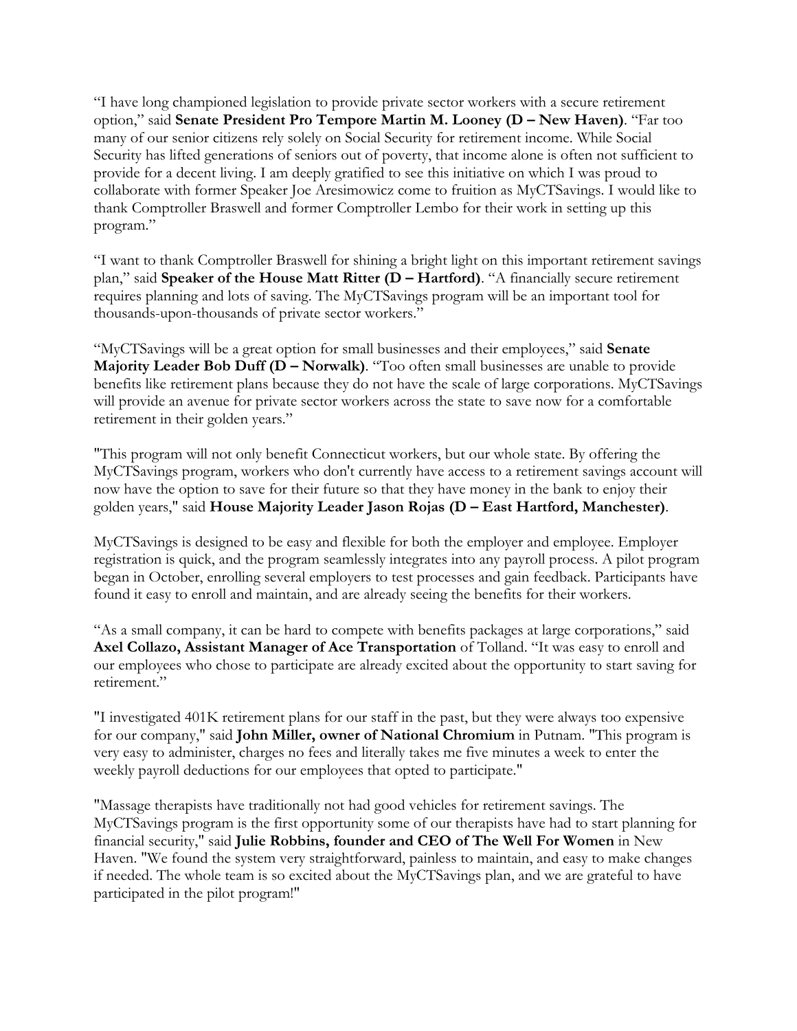"I have long championed legislation to provide private sector workers with a secure retirement option," said **Senate President Pro Tempore Martin M. Looney (D – New Haven)**. "Far too many of our senior citizens rely solely on Social Security for retirement income. While Social Security has lifted generations of seniors out of poverty, that income alone is often not sufficient to provide for a decent living. I am deeply gratified to see this initiative on which I was proud to collaborate with former Speaker Joe Aresimowicz come to fruition as MyCTSavings. I would like to thank Comptroller Braswell and former Comptroller Lembo for their work in setting up this program."

"I want to thank Comptroller Braswell for shining a bright light on this important retirement savings plan," said **Speaker of the House Matt Ritter (D – Hartford)**. "A financially secure retirement requires planning and lots of saving. The MyCTSavings program will be an important tool for thousands-upon-thousands of private sector workers."

"MyCTSavings will be a great option for small businesses and their employees," said **Senate Majority Leader Bob Duff (D – Norwalk)**. "Too often small businesses are unable to provide benefits like retirement plans because they do not have the scale of large corporations. MyCTSavings will provide an avenue for private sector workers across the state to save now for a comfortable retirement in their golden years."

"This program will not only benefit Connecticut workers, but our whole state. By offering the MyCTSavings program, workers who don't currently have access to a retirement savings account will now have the option to save for their future so that they have money in the bank to enjoy their golden years," said **House Majority Leader Jason Rojas (D – East Hartford, Manchester)**.

MyCTSavings is designed to be easy and flexible for both the employer and employee. Employer registration is quick, and the program seamlessly integrates into any payroll process. A pilot program began in October, enrolling several employers to test processes and gain feedback. Participants have found it easy to enroll and maintain, and are already seeing the benefits for their workers.

"As a small company, it can be hard to compete with benefits packages at large corporations," said **Axel Collazo, Assistant Manager of Ace Transportation** of Tolland. "It was easy to enroll and our employees who chose to participate are already excited about the opportunity to start saving for retirement."

"I investigated 401K retirement plans for our staff in the past, but they were always too expensive for our company," said **John Miller, owner of National Chromium** in Putnam. "This program is very easy to administer, charges no fees and literally takes me five minutes a week to enter the weekly payroll deductions for our employees that opted to participate."

"Massage therapists have traditionally not had good vehicles for retirement savings. The MyCTSavings program is the first opportunity some of our therapists have had to start planning for financial security," said **Julie Robbins, founder and CEO of The Well For Women** in New Haven. "We found the system very straightforward, painless to maintain, and easy to make changes if needed. The whole team is so excited about the MyCTSavings plan, and we are grateful to have participated in the pilot program!"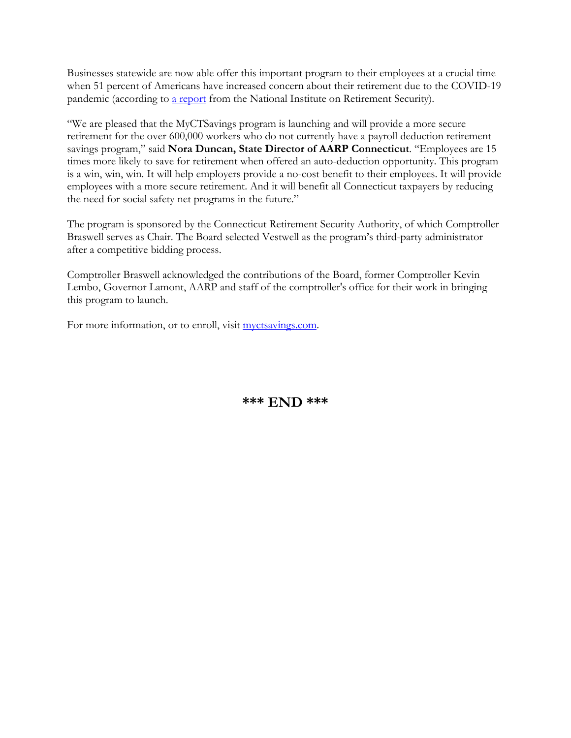Businesses statewide are now able offer this important program to their employees at a crucial time when 51 percent of Americans have increased concern about their retirement due to the COVID-19 pandemic (according to [a report](#) from the National Institute on Retirement Security).

"We are pleased that the MyCTSavings program is launching and will provide a more secure retirement for the over 600,000 workers who do not currently have a payroll deduction retirement savings program," said **Nora Duncan, State Director of AARP Connecticut**. "Employees are 15 times more likely to save for retirement when offered an auto-deduction opportunity. This program is a win, win, win. It will help employers provide a no-cost benefit to their employees. It will provide employees with a more secure retirement. And it will benefit all Connecticut taxpayers by reducing the need for social safety net programs in the future."

The program is sponsored by the Connecticut Retirement Security Authority, of which Comptroller Braswell serves as Chair. The Board selected Vestwell as the program's third-party administrator after a competitive bidding process.

Comptroller Braswell acknowledged the contributions of the Board, former Comptroller Kevin Lembo, Governor Lamont, AARP and staff of the comptroller's office for their work in bringing this program to launch.

For more information, or to enroll, visit [myctsavings.com](https://myctsavings.com).

**\*\*\* END \*\*\***